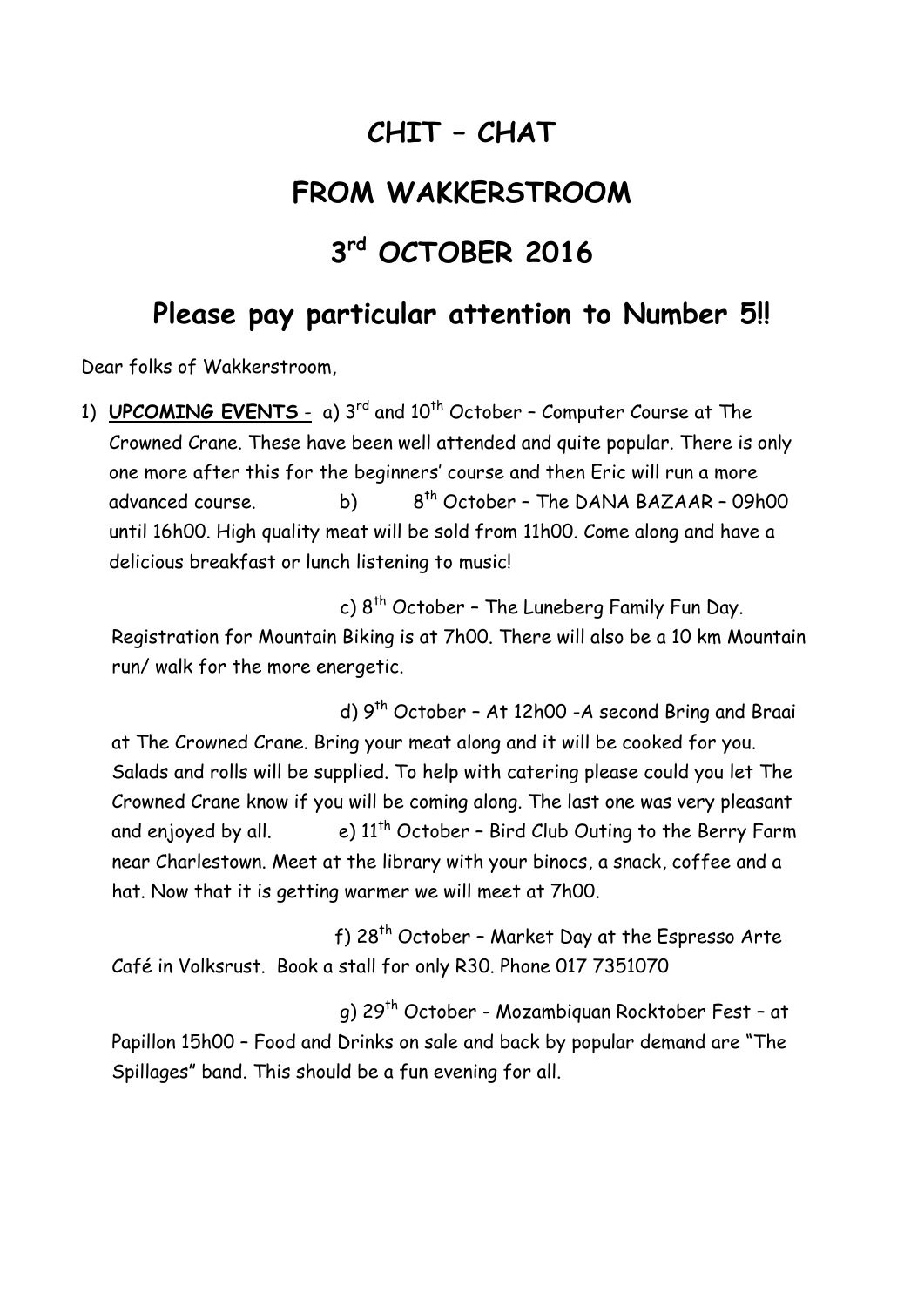# CHIT – CHAT

# FROM WAKKERSTROOM

# 3rd OCTOBER 2016

## Please pay particular attention to Number 5!!

Dear folks of Wakkerstroom,

1) **UPCOMING EVENTS** - a) 3rd and 10th October – Computer Course at The Crowned Crane. These have been well attended and quite popular. There is only one more after this for the beginners' course and then Eric will run a more advanced course. b) 8th October – The DANA BAZAAR – 09h00 until 16h00. High quality meat will be sold from 11h00. Come along and have a delicious breakfast or lunch listening to music!

   c) 8th October – The Luneberg Family Fun Day. Registration for Mountain Biking is at 7h00. There will also be a 10 km Mountain run/ walk for the more energetic.

   d) 9th October – At 12h00 -A second Bring and Braai at The Crowned Crane. Bring your meat along and it will be cooked for you. Salads and rolls will be supplied. To help with catering please could you let The Crowned Crane know if you will be coming along. The last one was very pleasant and enjoyed by all. e) 11th October – Bird Club Outing to the Berry Farm near Charlestown. Meet at the library with your binocs, a snack, coffee and a hat. Now that it is getting warmer we will meet at 7h00.

   f) 28th October – Market Day at the Espresso Arte Café in Volksrust. Book a stall for only R30. Phone 017 7351070

   g) 29th October - Mozambiquan Rocktober Fest – at Papillon 15h00 – Food and Drinks on sale and back by popular demand are "The Spillages" band. This should be a fun evening for all.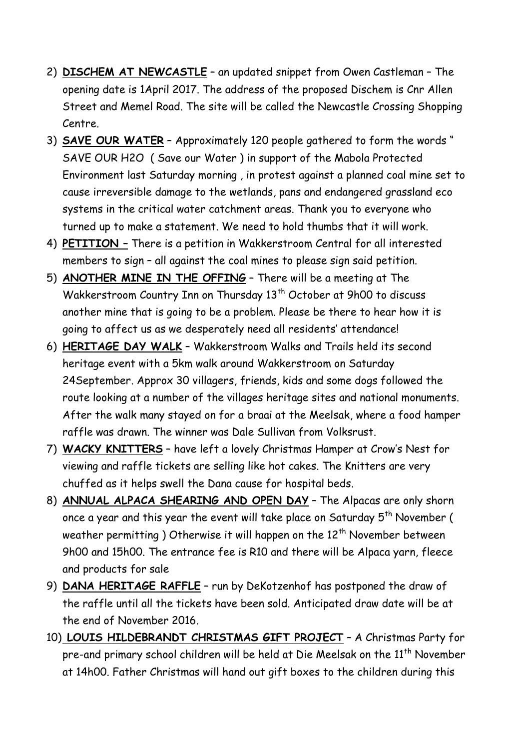2) **DISCHEM AT NEWCASTLE** – an updated snippet from Owen Castleman – The opening date is 1April 2017. The address of the proposed Dischem is Cnr Allen Street and Memel Road. The site will be called the Newcastle Crossing Shopping Centre.
3) **SAVE OUR WATER** – Approximately 120 people gathered to form the words " SAVE OUR H2O ( Save our Water ) in support of the Mabola Protected Environment last Saturday morning , in protest against a planned coal mine set to cause irreversible damage to the wetlands, pans and endangered grassland eco systems in the critical water catchment areas. Thank you to everyone who turned up to make a statement. We need to hold thumbs that it will work.
4) **PETITION –** There is a petition in Wakkerstroom Central for all interested members to sign – all against the coal mines to please sign said petition.
5) **ANOTHER MINE IN THE OFFING** – There will be a meeting at The Wakkerstroom Country Inn on Thursday 13th October at 9h00 to discuss another mine that is going to be a problem. Please be there to hear how it is going to affect us as we desperately need all residents' attendance!
6) **HERITAGE DAY WALK** – Wakkerstroom Walks and Trails held its second heritage event with a 5km walk around Wakkerstroom on Saturday 24September. Approx 30 villagers, friends, kids and some dogs followed the route looking at a number of the villages heritage sites and national monuments. After the walk many stayed on for a braai at the Meelsak, where a food hamper raffle was drawn. The winner was Dale Sullivan from Volksrust.
7) **WACKY KNITTERS** – have left a lovely Christmas Hamper at Crow's Nest for viewing and raffle tickets are selling like hot cakes. The Knitters are very chuffed as it helps swell the Dana cause for hospital beds.
8) **ANNUAL ALPACA SHEARING AND OPEN DAY** – The Alpacas are only shorn once a year and this year the event will take place on Saturday 5th November ( weather permitting ) Otherwise it will happen on the 12th November between 9h00 and 15h00. The entrance fee is R10 and there will be Alpaca yarn, fleece and products for sale
9) **DANA HERITAGE RAFFLE** – run by DeKotzenhof has postponed the draw of the raffle until all the tickets have been sold. Anticipated draw date will be at the end of November 2016.
10) **LOUIS HILDEBRANDT CHRISTMAS GIFT PROJECT** – A Christmas Party for pre-and primary school children will be held at Die Meelsak on the 11th November at 14h00. Father Christmas will hand out gift boxes to the children during this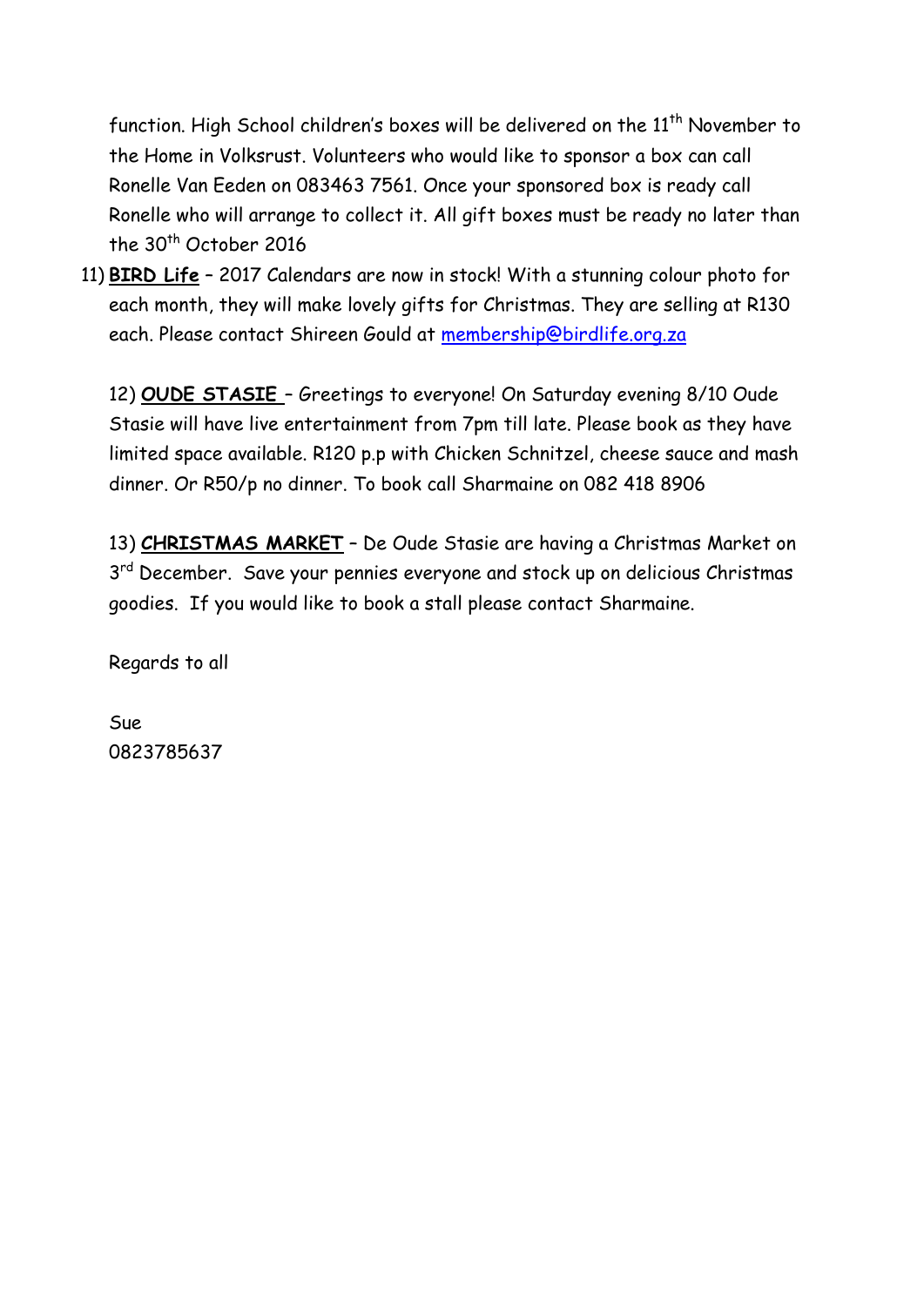function. High School children's boxes will be delivered on the 11th November to the Home in Volksrust. Volunteers who would like to sponsor a box can call Ronelle Van Eeden on 083463 7561. Once your sponsored box is ready call Ronelle who will arrange to collect it. All gift boxes must be ready no later than the 30th October 2016

11) **BIRD Life** – 2017 Calendars are now in stock! With a stunning colour photo for each month, they will make lovely gifts for Christmas. They are selling at R130 each. Please contact Shireen Gould at membership@birdlife.org.za

12) **OUDE STASIE** – Greetings to everyone! On Saturday evening 8/10 Oude Stasie will have live entertainment from 7pm till late. Please book as they have limited space available. R120 p.p with Chicken Schnitzel, cheese sauce and mash dinner. Or R50/p no dinner. To book call Sharmaine on 082 418 8906

13) **CHRISTMAS MARKET** – De Oude Stasie are having a Christmas Market on 3rd December. Save your pennies everyone and stock up on delicious Christmas goodies. If you would like to book a stall please contact Sharmaine.

Regards to all

Sue
0823785637